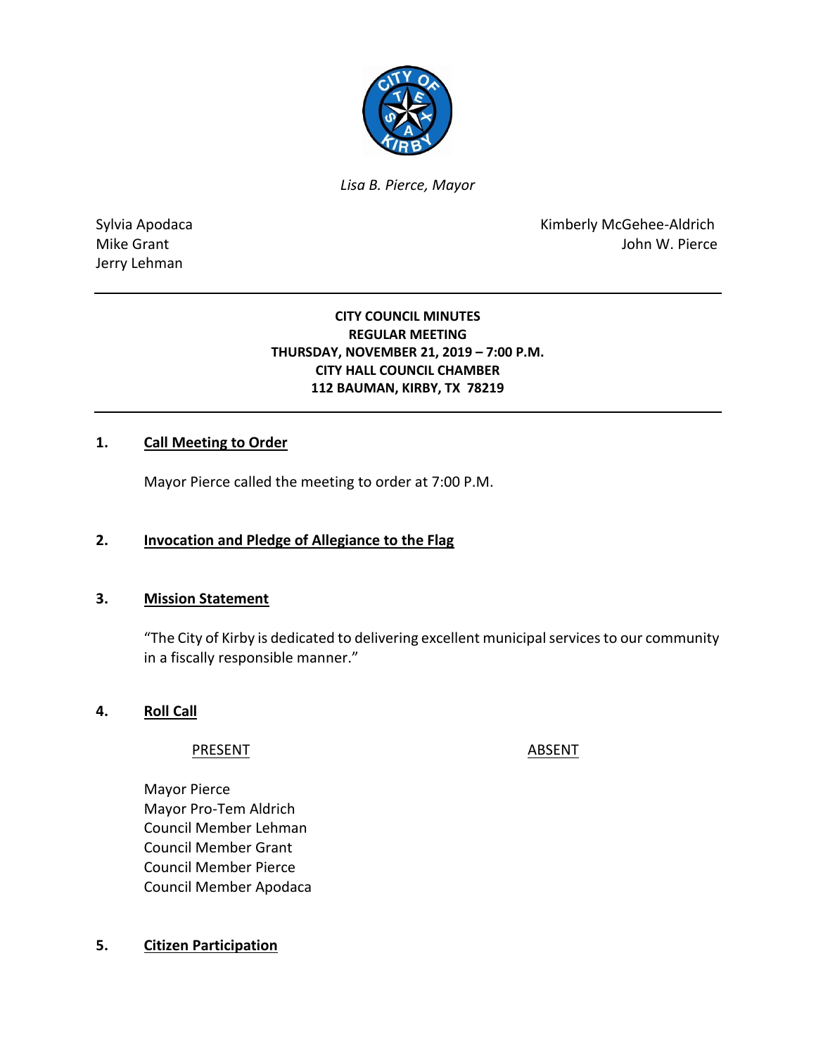*Lisa B. Pierce, Mayor*

Sylvia Apodaca
Mike Grant
Jerry Lehman

Kimberly McGehee-Aldrich
John W. Pierce

---

**CITY COUNCIL MINUTES**
**REGULAR MEETING**
**THURSDAY, NOVEMBER 21, 2019 – 7:00 P.M.**
**CITY HALL COUNCIL CHAMBER**
**112 BAUMAN, KIRBY, TX 78219**

---

**1. Call Meeting to Order**

Mayor Pierce called the meeting to order at 7:00 P.M.

**2. Invocation and Pledge of Allegiance to the Flag**

**3. Mission Statement**

"The City of Kirby is dedicated to delivering excellent municipal services to our community in a fiscally responsible manner."

**4. Roll Call**

| PRESENT | ABSENT |
|---|---|
| Mayor Pierce | |
| Mayor Pro-Tem Aldrich | |
| Council Member Lehman | |
| Council Member Grant | |
| Council Member Pierce | |
| Council Member Apodaca | |

**5. Citizen Participation**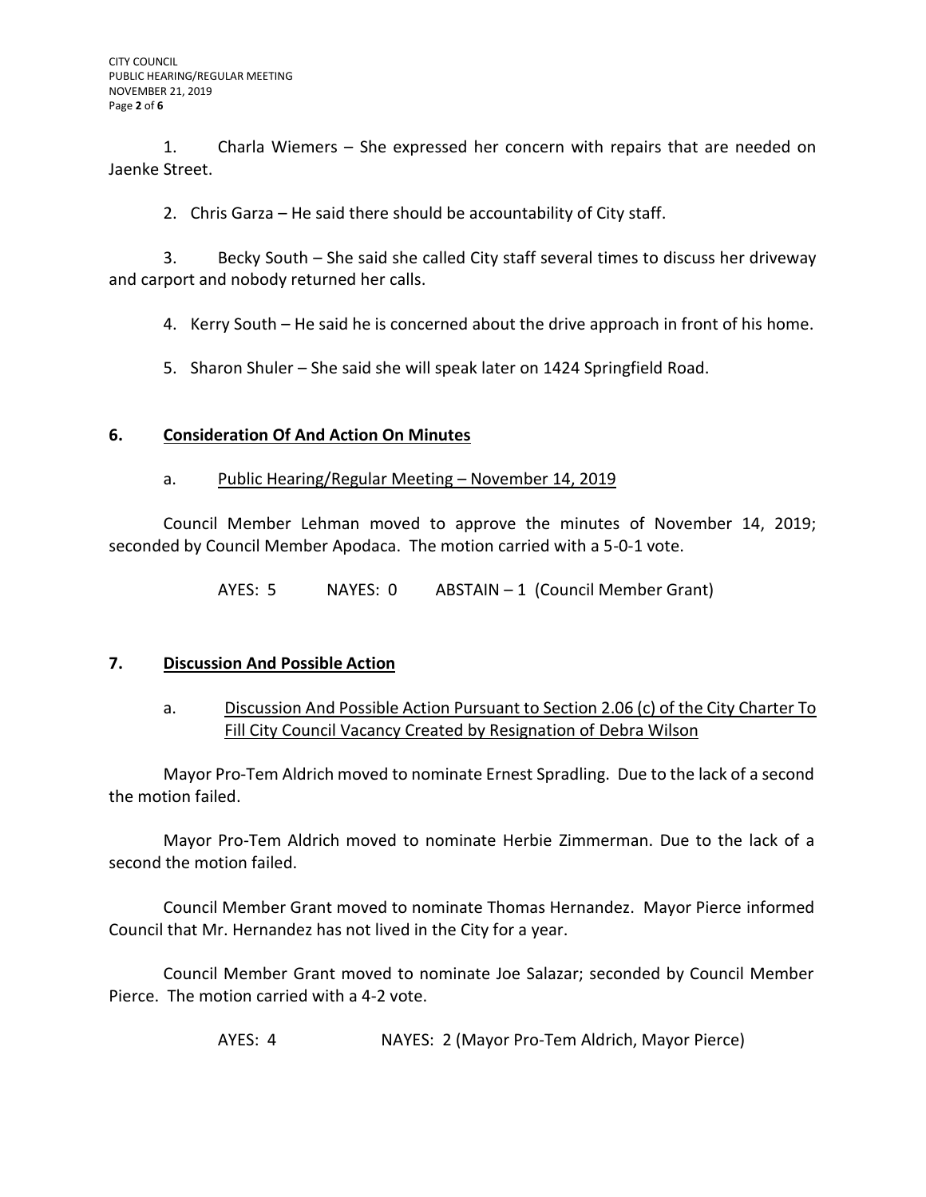1. Charla Wiemers – She expressed her concern with repairs that are needed on Jaenke Street.

2. Chris Garza – He said there should be accountability of City staff.

3. Becky South – She said she called City staff several times to discuss her driveway and carport and nobody returned her calls.

4. Kerry South – He said he is concerned about the drive approach in front of his home.

5. Sharon Shuler – She said she will speak later on 1424 Springfield Road.

## 6. Consideration Of And Action On Minutes

### a. Public Hearing/Regular Meeting – November 14, 2019

Council Member Lehman moved to approve the minutes of November 14, 2019; seconded by Council Member Apodaca. The motion carried with a 5-0-1 vote.

AYES: 5 NAYES: 0 ABSTAIN – 1 (Council Member Grant)

## 7. Discussion And Possible Action

### a. Discussion And Possible Action Pursuant to Section 2.06 (c) of the City Charter To Fill City Council Vacancy Created by Resignation of Debra Wilson

Mayor Pro-Tem Aldrich moved to nominate Ernest Spradling. Due to the lack of a second the motion failed.

Mayor Pro-Tem Aldrich moved to nominate Herbie Zimmerman. Due to the lack of a second the motion failed.

Council Member Grant moved to nominate Thomas Hernandez. Mayor Pierce informed Council that Mr. Hernandez has not lived in the City for a year.

Council Member Grant moved to nominate Joe Salazar; seconded by Council Member Pierce. The motion carried with a 4-2 vote.

AYES: 4 NAYES: 2 (Mayor Pro-Tem Aldrich, Mayor Pierce)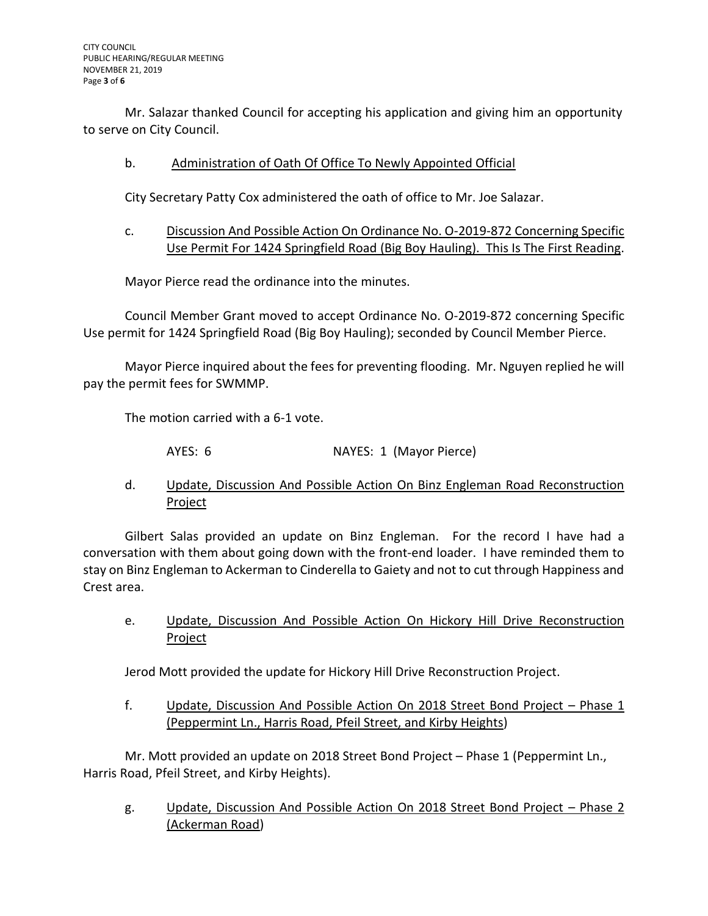Mr. Salazar thanked Council for accepting his application and giving him an opportunity to serve on City Council.

b. Administration of Oath Of Office To Newly Appointed Official

City Secretary Patty Cox administered the oath of office to Mr. Joe Salazar.

c. Discussion And Possible Action On Ordinance No. O-2019-872 Concerning Specific Use Permit For 1424 Springfield Road (Big Boy Hauling). This Is The First Reading.

Mayor Pierce read the ordinance into the minutes.

Council Member Grant moved to accept Ordinance No. O-2019-872 concerning Specific Use permit for 1424 Springfield Road (Big Boy Hauling); seconded by Council Member Pierce.

Mayor Pierce inquired about the fees for preventing flooding. Mr. Nguyen replied he will pay the permit fees for SWMMP.

The motion carried with a 6-1 vote.

AYES: 6 NAYES: 1 (Mayor Pierce)

d. Update, Discussion And Possible Action On Binz Engleman Road Reconstruction Project

Gilbert Salas provided an update on Binz Engleman. For the record I have had a conversation with them about going down with the front-end loader. I have reminded them to stay on Binz Engleman to Ackerman to Cinderella to Gaiety and not to cut through Happiness and Crest area.

e. Update, Discussion And Possible Action On Hickory Hill Drive Reconstruction Project

Jerod Mott provided the update for Hickory Hill Drive Reconstruction Project.

f. Update, Discussion And Possible Action On 2018 Street Bond Project – Phase 1 (Peppermint Ln., Harris Road, Pfeil Street, and Kirby Heights)

Mr. Mott provided an update on 2018 Street Bond Project – Phase 1 (Peppermint Ln., Harris Road, Pfeil Street, and Kirby Heights).

g. Update, Discussion And Possible Action On 2018 Street Bond Project – Phase 2 (Ackerman Road)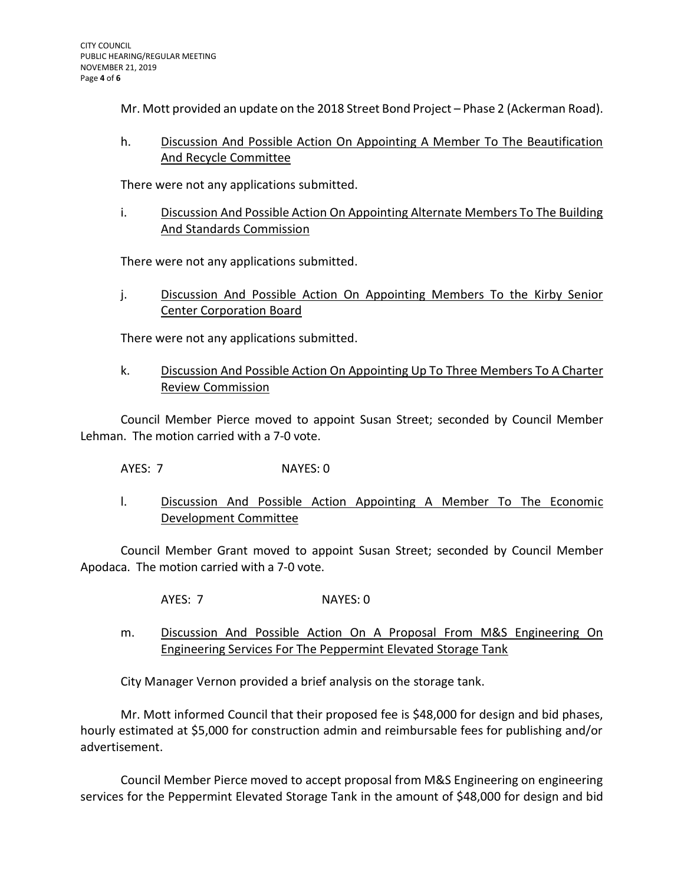Mr. Mott provided an update on the 2018 Street Bond Project – Phase 2 (Ackerman Road).

h. <u>Discussion And Possible Action On Appointing A Member To The Beautification And Recycle Committee</u>

There were not any applications submitted.

i. <u>Discussion And Possible Action On Appointing Alternate Members To The Building And Standards Commission</u>

There were not any applications submitted.

j. <u>Discussion And Possible Action On Appointing Members To the Kirby Senior Center Corporation Board</u>

There were not any applications submitted.

k. <u>Discussion And Possible Action On Appointing Up To Three Members To A Charter Review Commission</u>

Council Member Pierce moved to appoint Susan Street; seconded by Council Member Lehman. The motion carried with a 7-0 vote.

AYES: 7 NAYES: 0

l. <u>Discussion And Possible Action Appointing A Member To The Economic Development Committee</u>

Council Member Grant moved to appoint Susan Street; seconded by Council Member Apodaca. The motion carried with a 7-0 vote.

AYES: 7 NAYES: 0

m. <u>Discussion And Possible Action On A Proposal From M&S Engineering On Engineering Services For The Peppermint Elevated Storage Tank</u>

City Manager Vernon provided a brief analysis on the storage tank.

Mr. Mott informed Council that their proposed fee is $48,000 for design and bid phases, hourly estimated at $5,000 for construction admin and reimbursable fees for publishing and/or advertisement.

Council Member Pierce moved to accept proposal from M&S Engineering on engineering services for the Peppermint Elevated Storage Tank in the amount of $48,000 for design and bid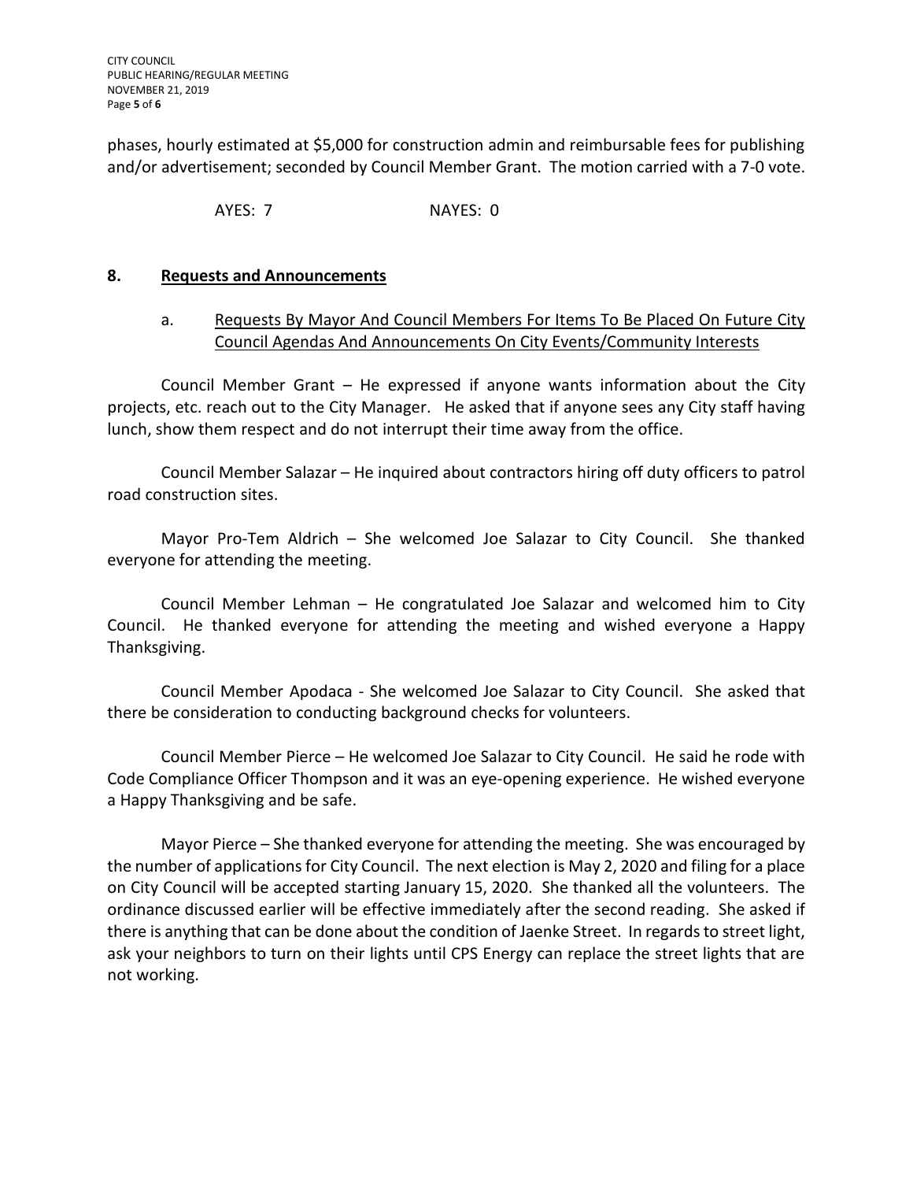phases, hourly estimated at $5,000 for construction admin and reimbursable fees for publishing and/or advertisement; seconded by Council Member Grant. The motion carried with a 7-0 vote.

AYES: 7 NAYES: 0

## 8. Requests and Announcements

a. Requests By Mayor And Council Members For Items To Be Placed On Future City Council Agendas And Announcements On City Events/Community Interests

Council Member Grant – He expressed if anyone wants information about the City projects, etc. reach out to the City Manager. He asked that if anyone sees any City staff having lunch, show them respect and do not interrupt their time away from the office.

Council Member Salazar – He inquired about contractors hiring off duty officers to patrol road construction sites.

Mayor Pro-Tem Aldrich – She welcomed Joe Salazar to City Council. She thanked everyone for attending the meeting.

Council Member Lehman – He congratulated Joe Salazar and welcomed him to City Council. He thanked everyone for attending the meeting and wished everyone a Happy Thanksgiving.

Council Member Apodaca - She welcomed Joe Salazar to City Council. She asked that there be consideration to conducting background checks for volunteers.

Council Member Pierce – He welcomed Joe Salazar to City Council. He said he rode with Code Compliance Officer Thompson and it was an eye-opening experience. He wished everyone a Happy Thanksgiving and be safe.

Mayor Pierce – She thanked everyone for attending the meeting. She was encouraged by the number of applications for City Council. The next election is May 2, 2020 and filing for a place on City Council will be accepted starting January 15, 2020. She thanked all the volunteers. The ordinance discussed earlier will be effective immediately after the second reading. She asked if there is anything that can be done about the condition of Jaenke Street. In regards to street light, ask your neighbors to turn on their lights until CPS Energy can replace the street lights that are not working.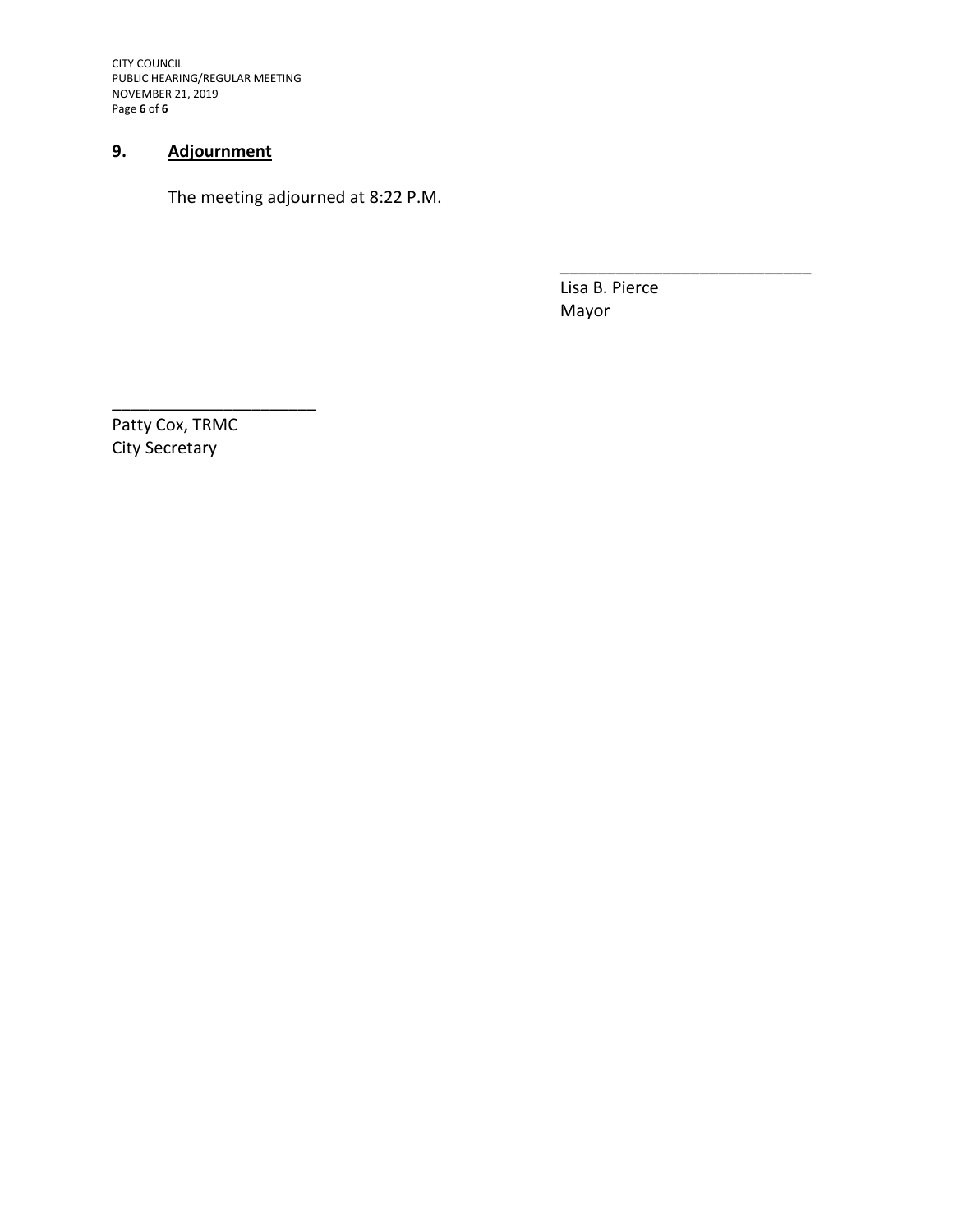## 9. Adjournment

The meeting adjourned at 8:22 P.M.

___________________________
Lisa B. Pierce
Mayor

______________________
Patty Cox, TRMC
City Secretary